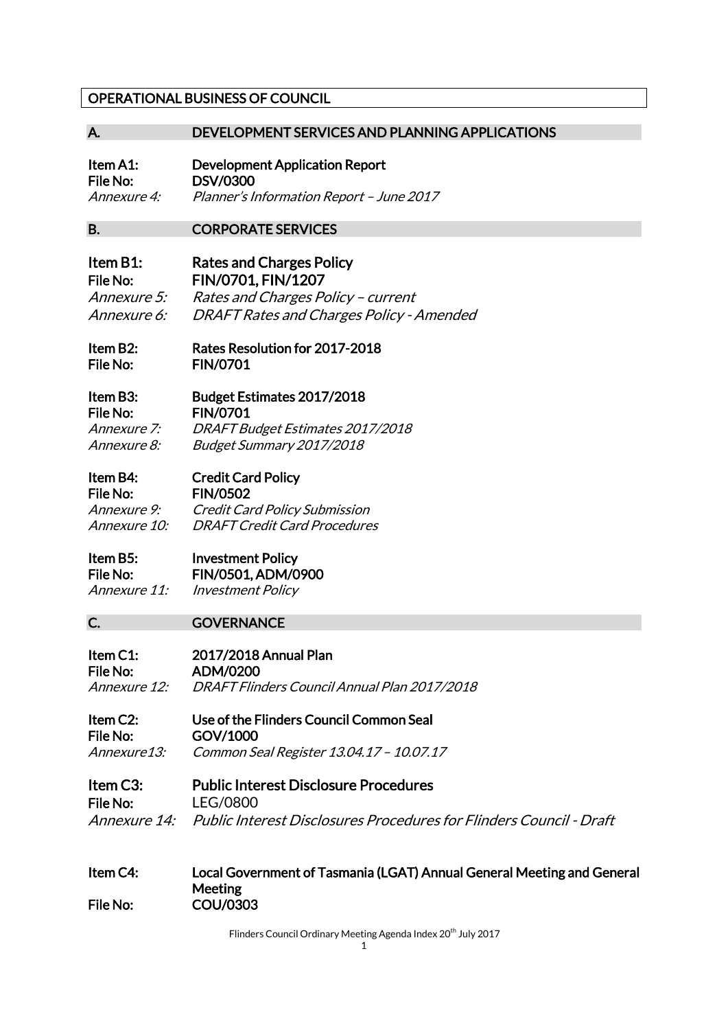# OPERATIONAL BUSINESS OF COUNCIL

## A. DEVELOPMENT SERVICES AND PLANNING APPLICATIONS

**Item A1:** **Development Application Report**
**File No:** **DSV/0300**
*Annexure 4:* *Planner's Information Report – June 2017*

## B. CORPORATE SERVICES

**Item B1:** **Rates and Charges Policy**
**File No:** **FIN/0701, FIN/1207**
*Annexure 5:* *Rates and Charges Policy – current*
*Annexure 6:* *DRAFT Rates and Charges Policy - Amended*

**Item B2:** **Rates Resolution for 2017-2018**
**File No:** **FIN/0701**

**Item B3:** **Budget Estimates 2017/2018**
**File No:** **FIN/0701**
*Annexure 7:* *DRAFT Budget Estimates 2017/2018*
*Annexure 8:* *Budget Summary 2017/2018*

**Item B4:** **Credit Card Policy**
**File No:** **FIN/0502**
*Annexure 9:* *Credit Card Policy Submission*
*Annexure 10:* *DRAFT Credit Card Procedures*

**Item B5:** **Investment Policy**
**File No:** **FIN/0501, ADM/0900**
*Annexure 11:* *Investment Policy*

## C. GOVERNANCE

**Item C1:** **2017/2018 Annual Plan**
**File No:** **ADM/0200**
*Annexure 12:* *DRAFT Flinders Council Annual Plan 2017/2018*

**Item C2:** **Use of the Flinders Council Common Seal**
**File No:** **GOV/1000**
*Annexure13:* *Common Seal Register 13.04.17 – 10.07.17*

**Item C3:** **Public Interest Disclosure Procedures**
**File No:** LEG/0800
*Annexure 14:* *Public Interest Disclosures Procedures for Flinders Council - Draft*

**Item C4:** **Local Government of Tasmania (LGAT) Annual General Meeting and General Meeting**
**File No:** **COU/0303**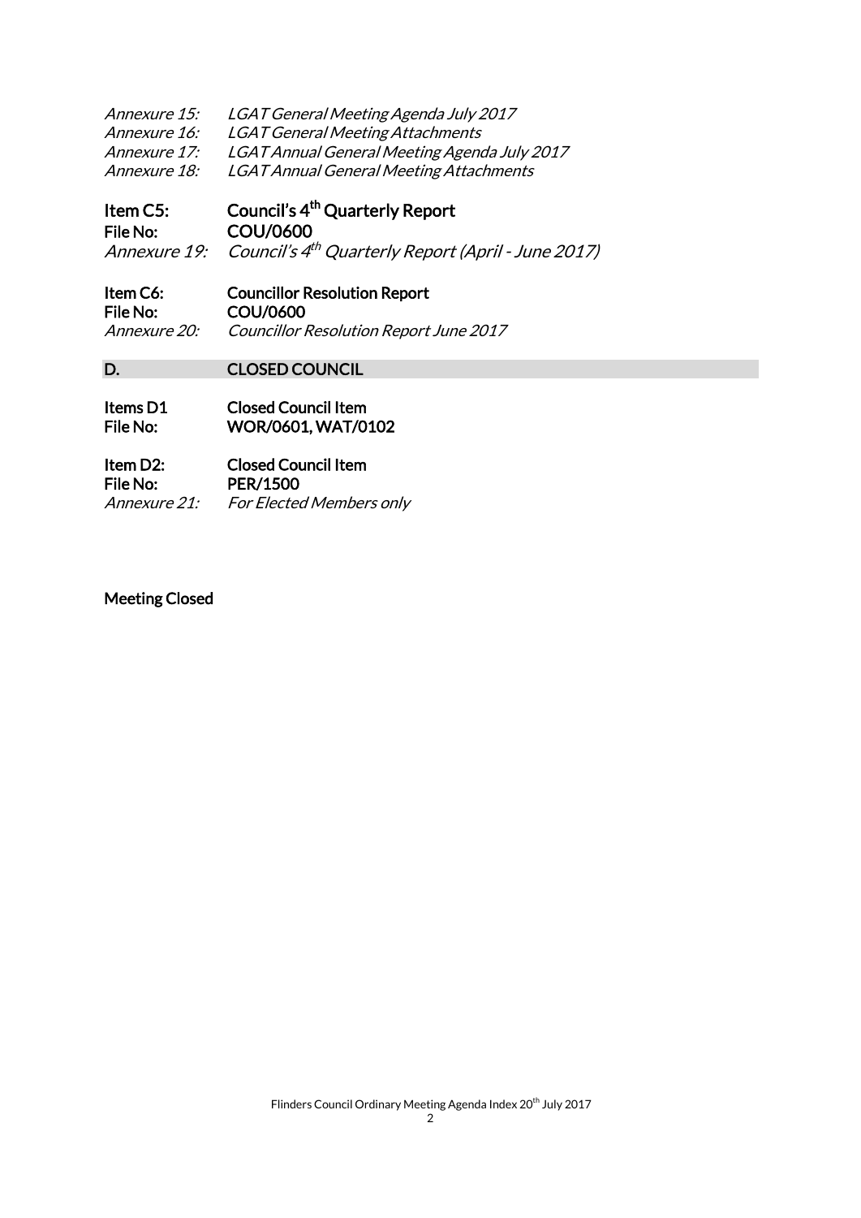*Annexure 15:* *LGAT General Meeting Agenda July 2017*
*Annexure 16:* *LGAT General Meeting Attachments*
*Annexure 17:* *LGAT Annual General Meeting Agenda July 2017*
*Annexure 18:* *LGAT Annual General Meeting Attachments*

**Item C5:** **Council's 4th Quarterly Report**
**File No:** **COU/0600**
*Annexure 19:* *Council's 4th Quarterly Report (April - June 2017)*

**Item C6:** **Councillor Resolution Report**
**File No:** **COU/0600**
*Annexure 20:* *Councillor Resolution Report June 2017*

## D. CLOSED COUNCIL

**Items D1** **Closed Council Item**
**File No:** **WOR/0601, WAT/0102**

**Item D2:** **Closed Council Item**
**File No:** **PER/1500**
*Annexure 21:* *For Elected Members only*

**Meeting Closed**